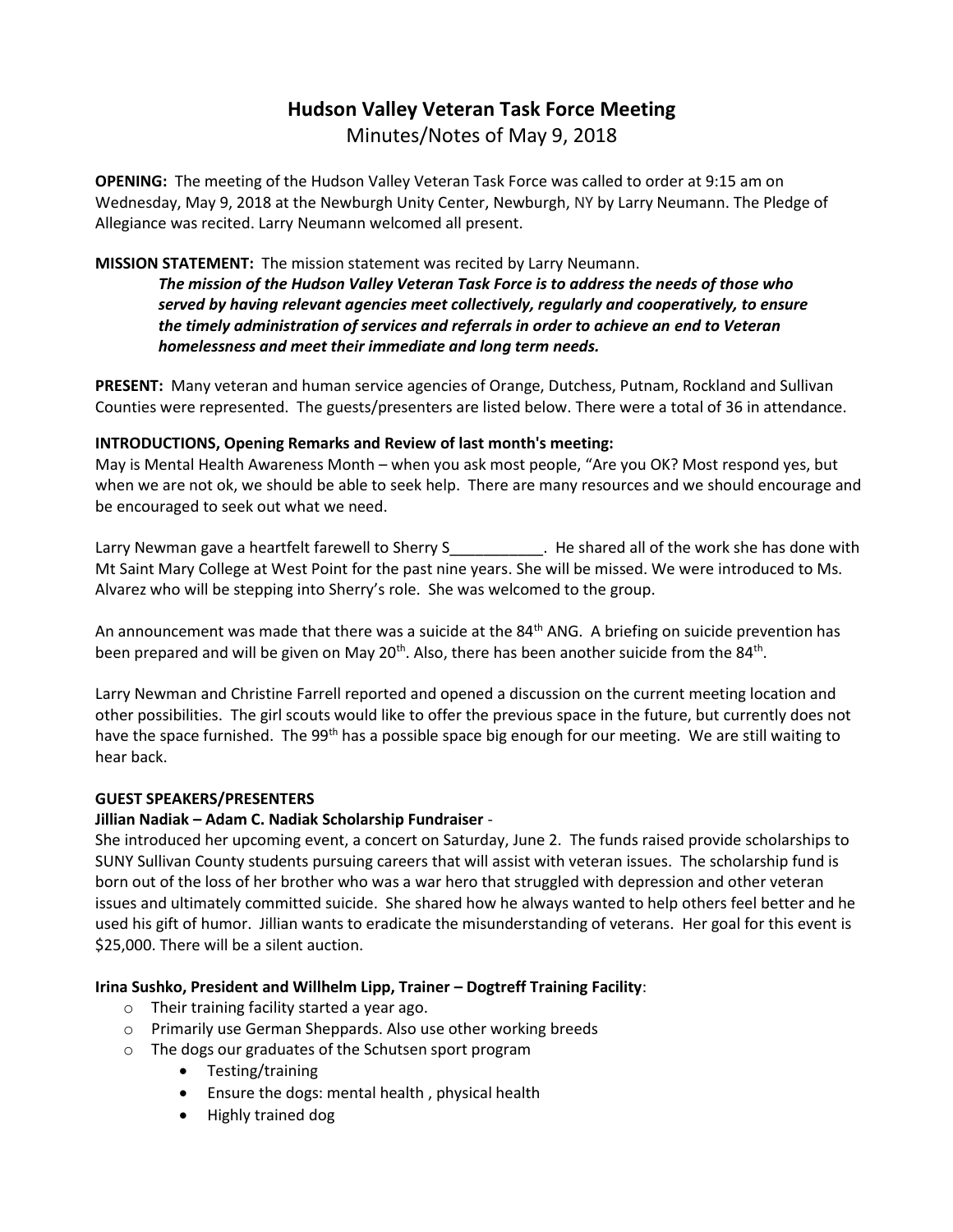# Hudson Valley Veteran Task Force Meeting

Minutes/Notes of May 9, 2018

**OPENING:** The meeting of the Hudson Valley Veteran Task Force was called to order at 9:15 am on Wednesday, May 9, 2018 at the Newburgh Unity Center, Newburgh, NY by Larry Neumann. The Pledge of Allegiance was recited. Larry Neumann welcomed all present.

**MISSION STATEMENT:** The mission statement was recited by Larry Neumann.

> ***The mission of the Hudson Valley Veteran Task Force is to address the needs of those who served by having relevant agencies meet collectively, regularly and cooperatively, to ensure the timely administration of services and referrals in order to achieve an end to Veteran homelessness and meet their immediate and long term needs.***

**PRESENT:** Many veteran and human service agencies of Orange, Dutchess, Putnam, Rockland and Sullivan Counties were represented. The guests/presenters are listed below. There were a total of 36 in attendance.

**INTRODUCTIONS, Opening Remarks and Review of last month's meeting:**

May is Mental Health Awareness Month – when you ask most people, "Are you OK? Most respond yes, but when we are not ok, we should be able to seek help. There are many resources and we should encourage and be encouraged to seek out what we need.

Larry Newman gave a heartfelt farewell to Sherry S___________. He shared all of the work she has done with Mt Saint Mary College at West Point for the past nine years. She will be missed. We were introduced to Ms. Alvarez who will be stepping into Sherry's role. She was welcomed to the group.

An announcement was made that there was a suicide at the 84th ANG. A briefing on suicide prevention has been prepared and will be given on May 20th. Also, there has been another suicide from the 84th.

Larry Newman and Christine Farrell reported and opened a discussion on the current meeting location and other possibilities. The girl scouts would like to offer the previous space in the future, but currently does not have the space furnished. The 99th has a possible space big enough for our meeting. We are still waiting to hear back.

**GUEST SPEAKERS/PRESENTERS**

**Jillian Nadiak – Adam C. Nadiak Scholarship Fundraiser** -

She introduced her upcoming event, a concert on Saturday, June 2. The funds raised provide scholarships to SUNY Sullivan County students pursuing careers that will assist with veteran issues. The scholarship fund is born out of the loss of her brother who was a war hero that struggled with depression and other veteran issues and ultimately committed suicide. She shared how he always wanted to help others feel better and he used his gift of humor. Jillian wants to eradicate the misunderstanding of veterans. Her goal for this event is $25,000. There will be a silent auction.

**Irina Sushko, President and Willhelm Lipp, Trainer – Dogtreff Training Facility**:

- Their training facility started a year ago.
- Primarily use German Sheppards. Also use other working breeds
- The dogs our graduates of the Schutsen sport program
  - Testing/training
  - Ensure the dogs: mental health , physical health
  - Highly trained dog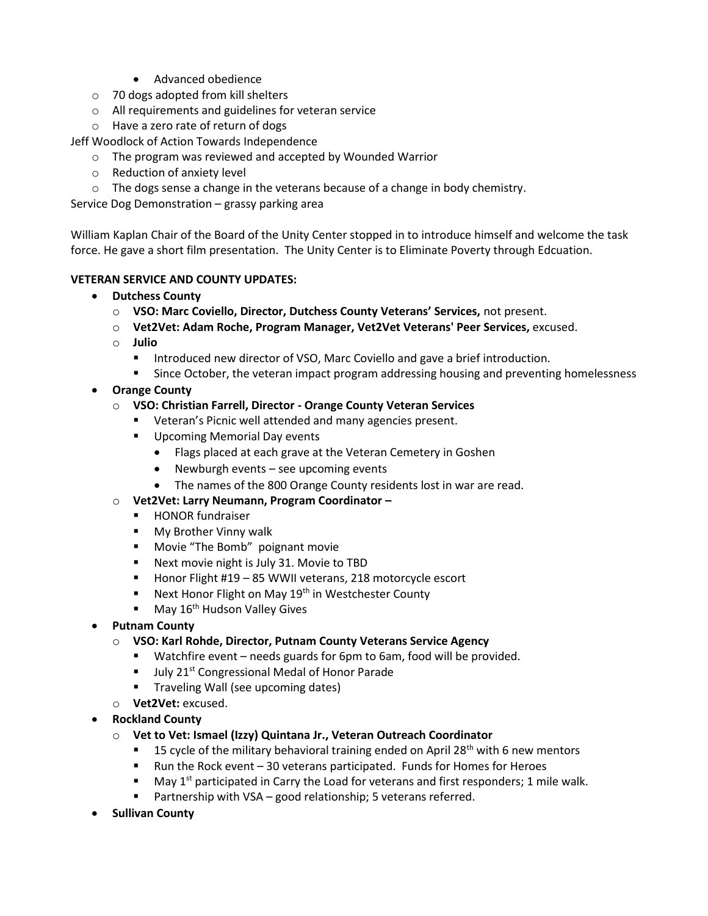- Advanced obedience
  - 70 dogs adopted from kill shelters
  - All requirements and guidelines for veteran service
  - Have a zero rate of return of dogs

Jeff Woodlock of Action Towards Independence

- The program was reviewed and accepted by Wounded Warrior
- Reduction of anxiety level
- The dogs sense a change in the veterans because of a change in body chemistry.

Service Dog Demonstration – grassy parking area

William Kaplan Chair of the Board of the Unity Center stopped in to introduce himself and welcome the task force. He gave a short film presentation. The Unity Center is to Eliminate Poverty through Edcuation.

**VETERAN SERVICE AND COUNTY UPDATES:**

- **Dutchess County**
  - **VSO: Marc Coviello, Director, Dutchess County Veterans' Services,** not present.
  - **Vet2Vet: Adam Roche, Program Manager, Vet2Vet Veterans' Peer Services,** excused.
  - **Julio**
    - Introduced new director of VSO, Marc Coviello and gave a brief introduction.
    - Since October, the veteran impact program addressing housing and preventing homelessness
- **Orange County**
  - **VSO: Christian Farrell, Director - Orange County Veteran Services**
    - Veteran's Picnic well attended and many agencies present.
    - Upcoming Memorial Day events
      - Flags placed at each grave at the Veteran Cemetery in Goshen
      - Newburgh events – see upcoming events
      - The names of the 800 Orange County residents lost in war are read.
  - **Vet2Vet: Larry Neumann, Program Coordinator –**
    - HONOR fundraiser
    - My Brother Vinny walk
    - Movie "The Bomb" poignant movie
    - Next movie night is July 31. Movie to TBD
    - Honor Flight #19 – 85 WWII veterans, 218 motorcycle escort
    - Next Honor Flight on May 19th in Westchester County
    - May 16th Hudson Valley Gives
- **Putnam County**
  - **VSO: Karl Rohde, Director, Putnam County Veterans Service Agency**
    - Watchfire event – needs guards for 6pm to 6am, food will be provided.
    - July 21st Congressional Medal of Honor Parade
    - Traveling Wall (see upcoming dates)
  - **Vet2Vet:** excused.
- **Rockland County**
  - **Vet to Vet: Ismael (Izzy) Quintana Jr., Veteran Outreach Coordinator**
    - 15 cycle of the military behavioral training ended on April 28th with 6 new mentors
    - Run the Rock event – 30 veterans participated. Funds for Homes for Heroes
    - May 1st participated in Carry the Load for veterans and first responders; 1 mile walk.
    - Partnership with VSA – good relationship; 5 veterans referred.
- **Sullivan County**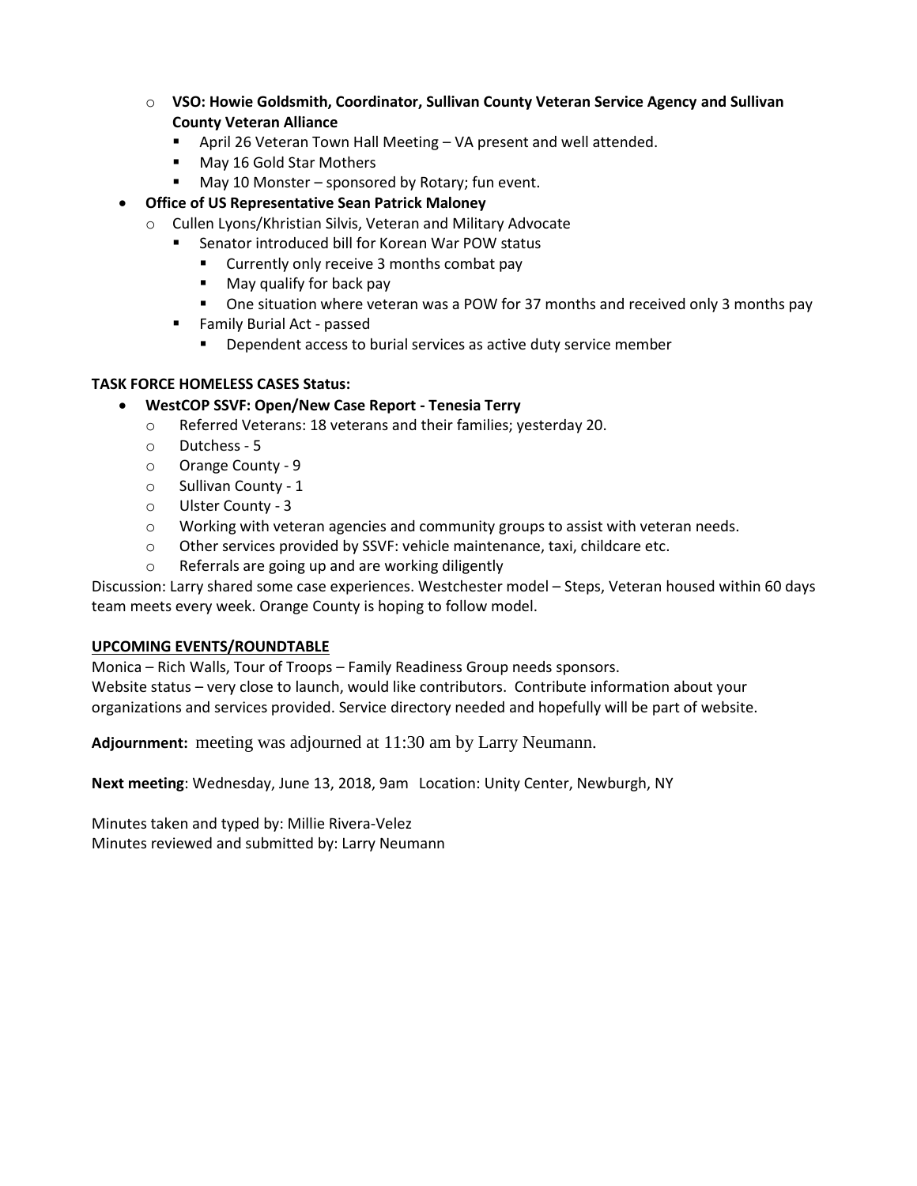- **VSO: Howie Goldsmith, Coordinator, Sullivan County Veteran Service Agency and Sullivan County Veteran Alliance**
  - April 26 Veteran Town Hall Meeting – VA present and well attended.
  - May 16 Gold Star Mothers
  - May 10 Monster – sponsored by Rotary; fun event.

- **Office of US Representative Sean Patrick Maloney**
  - Cullen Lyons/Khristian Silvis, Veteran and Military Advocate
    - Senator introduced bill for Korean War POW status
      - Currently only receive 3 months combat pay
      - May qualify for back pay
      - One situation where veteran was a POW for 37 months and received only 3 months pay
    - Family Burial Act - passed
      - Dependent access to burial services as active duty service member

**TASK FORCE HOMELESS CASES Status:**

- **WestCOP SSVF: Open/New Case Report - Tenesia Terry**
  - Referred Veterans: 18 veterans and their families; yesterday 20.
  - Dutchess - 5
  - Orange County - 9
  - Sullivan County - 1
  - Ulster County - 3
  - Working with veteran agencies and community groups to assist with veteran needs.
  - Other services provided by SSVF: vehicle maintenance, taxi, childcare etc.
  - Referrals are going up and are working diligently

Discussion: Larry shared some case experiences. Westchester model – Steps, Veteran housed within 60 days team meets every week. Orange County is hoping to follow model.

**UPCOMING EVENTS/ROUNDTABLE**

Monica – Rich Walls, Tour of Troops – Family Readiness Group needs sponsors.
Website status – very close to launch, would like contributors. Contribute information about your organizations and services provided. Service directory needed and hopefully will be part of website.

**Adjournment:** meeting was adjourned at 11:30 am by Larry Neumann.

**Next meeting**: Wednesday, June 13, 2018, 9am Location: Unity Center, Newburgh, NY

Minutes taken and typed by: Millie Rivera-Velez
Minutes reviewed and submitted by: Larry Neumann